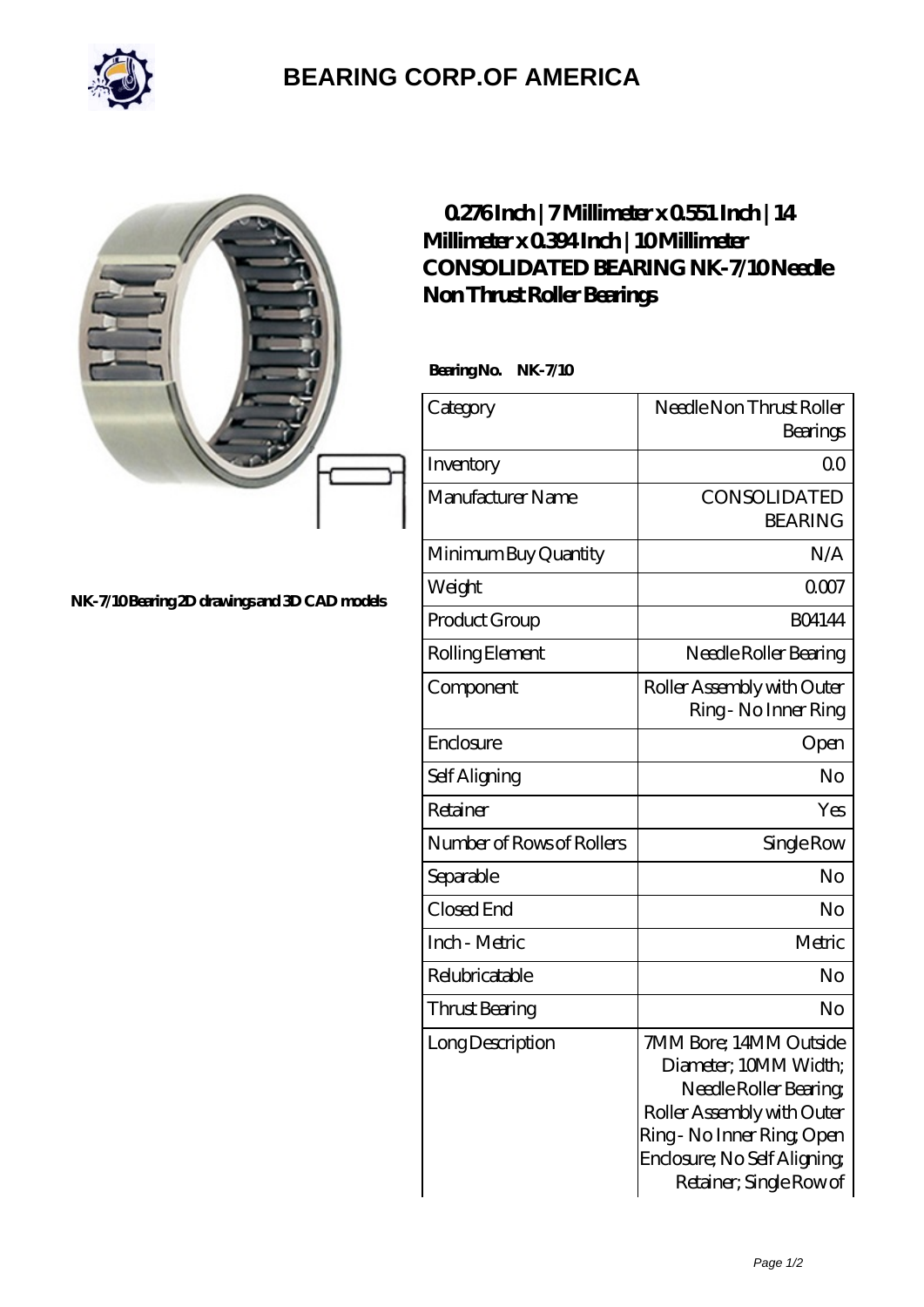# BEARING CORP.OF AMERICA

NK-7/10 Bearing 2D drawings and 3D CAD models

## 0.276 Inch | 7 Millimeter x 0.551 Inch | 14 Millimeter x 0.394 Inch | 10 Millimeter CONSOLIDATED BEARING NK-7/10 Needle Non Thrust Roller Bearings

**Bearing No.** NK-7/10

| Category | Needle Non Thrust Roller Bearings |
|---|---|
| Inventory | 0.0 |
| Manufacturer Name | CONSOLIDATED BEARING |
| Minimum Buy Quantity | N/A |
| Weight | 0.007 |
| Product Group | B04144 |
| Rolling Element | Needle Roller Bearing |
| Component | Roller Assembly with Outer Ring - No Inner Ring |
| Enclosure | Open |
| Self Aligning | No |
| Retainer | Yes |
| Number of Rows of Rollers | Single Row |
| Separable | No |
| Closed End | No |
| Inch - Metric | Metric |
| Relubricatable | No |
| Thrust Bearing | No |
| Long Description | 7MM Bore; 14MM Outside Diameter; 10MM Width; Needle Roller Bearing; Roller Assembly with Outer Ring - No Inner Ring; Open Enclosure; No Self Aligning; Retainer; Single Row of |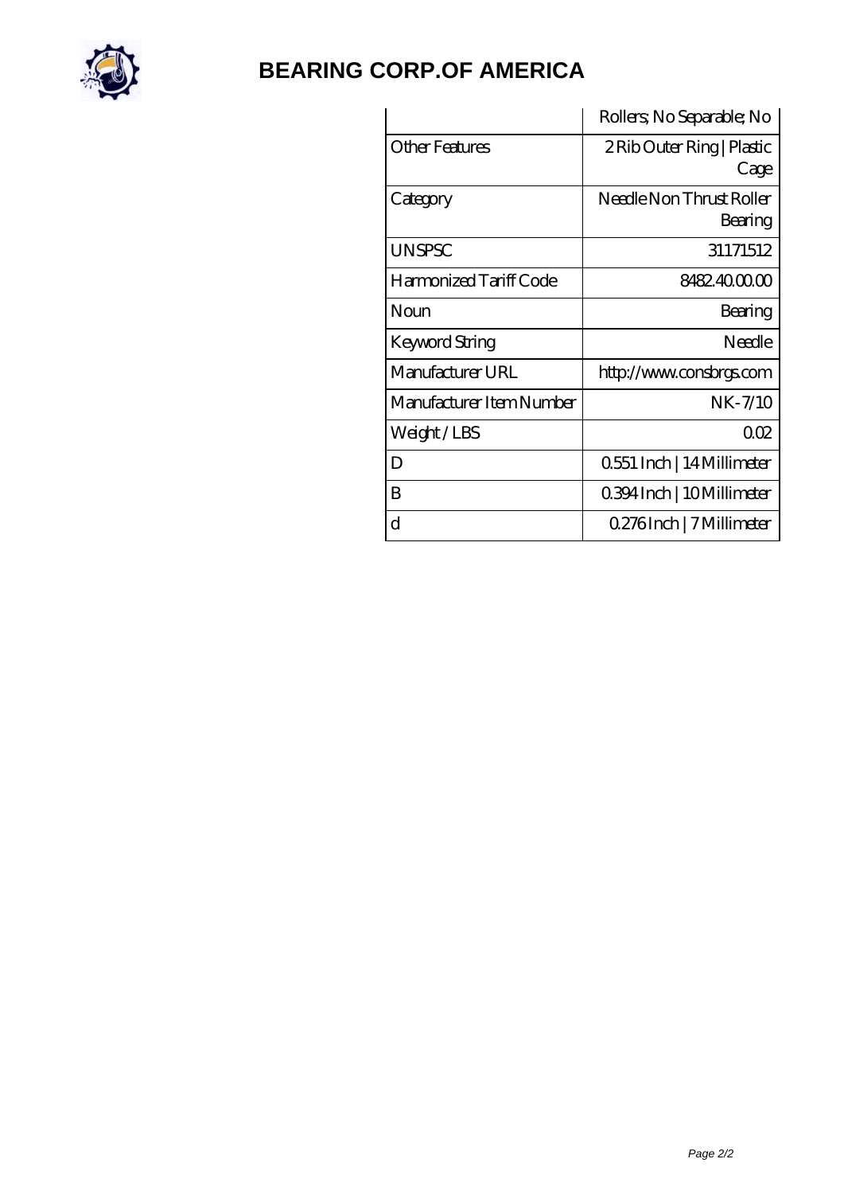# BEARING CORP.OF AMERICA

| | |
|---|---|
| | Rollers; No Separable; No |
| Other Features | 2 Rib Outer Ring \| Plastic Cage |
| Category | Needle Non Thrust Roller Bearing |
| UNSPSC | 31171512 |
| Harmonized Tariff Code | 8482.40.00.00 |
| Noun | Bearing |
| Keyword String | Needle |
| Manufacturer URL | http://www.consbrgs.com |
| Manufacturer Item Number | NK-7/10 |
| Weight / LBS | 0.02 |
| D | 0.551 Inch \| 14 Millimeter |
| B | 0.394 Inch \| 10 Millimeter |
| d | 0.276 Inch \| 7 Millimeter |